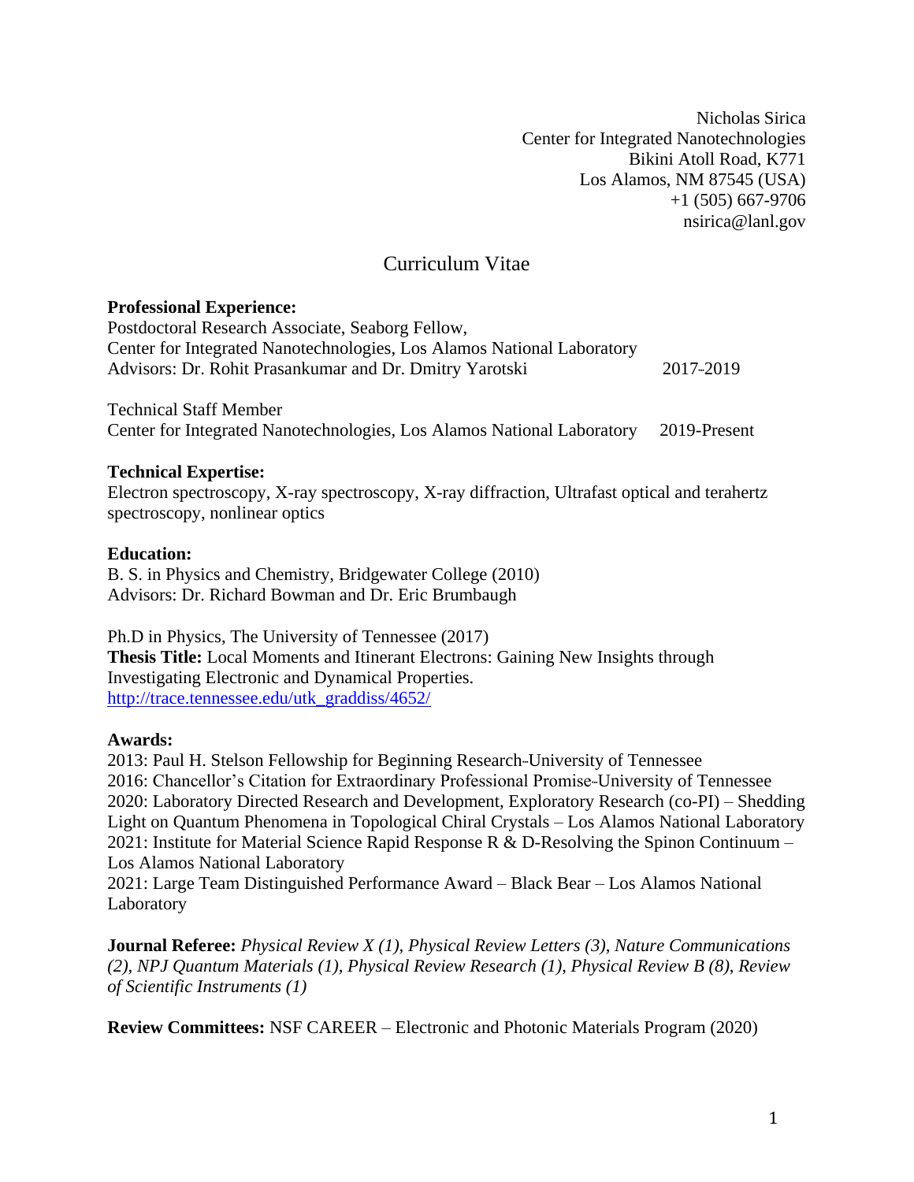Nicholas Sirica
Center for Integrated Nanotechnologies
Bikini Atoll Road, K771
Los Alamos, NM 87545 (USA)
+1 (505) 667-9706
nsirica@lanl.gov

# Curriculum Vitae

**Professional Experience:**

Postdoctoral Research Associate, Seaborg Fellow,
Center for Integrated Nanotechnologies, Los Alamos National Laboratory
Advisors: Dr. Rohit Prasankumar and Dr. Dmitry Yarotski 2017-2019

Technical Staff Member
Center for Integrated Nanotechnologies, Los Alamos National Laboratory 2019-Present

**Technical Expertise:**

Electron spectroscopy, X-ray spectroscopy, X-ray diffraction, Ultrafast optical and terahertz spectroscopy, nonlinear optics

**Education:**

B. S. in Physics and Chemistry, Bridgewater College (2010)
Advisors: Dr. Richard Bowman and Dr. Eric Brumbaugh

Ph.D in Physics, The University of Tennessee (2017)
**Thesis Title:** Local Moments and Itinerant Electrons: Gaining New Insights through Investigating Electronic and Dynamical Properties.
http://trace.tennessee.edu/utk_graddiss/4652/

**Awards:**

2013: Paul H. Stelson Fellowship for Beginning Research-University of Tennessee
2016: Chancellor's Citation for Extraordinary Professional Promise-University of Tennessee
2020: Laboratory Directed Research and Development, Exploratory Research (co-PI) – Shedding Light on Quantum Phenomena in Topological Chiral Crystals – Los Alamos National Laboratory
2021: Institute for Material Science Rapid Response R & D-Resolving the Spinon Continuum – Los Alamos National Laboratory
2021: Large Team Distinguished Performance Award – Black Bear – Los Alamos National Laboratory

**Journal Referee:** *Physical Review X (1), Physical Review Letters (3), Nature Communications (2), NPJ Quantum Materials (1), Physical Review Research (1), Physical Review B (8), Review of Scientific Instruments (1)*

**Review Committees:** NSF CAREER – Electronic and Photonic Materials Program (2020)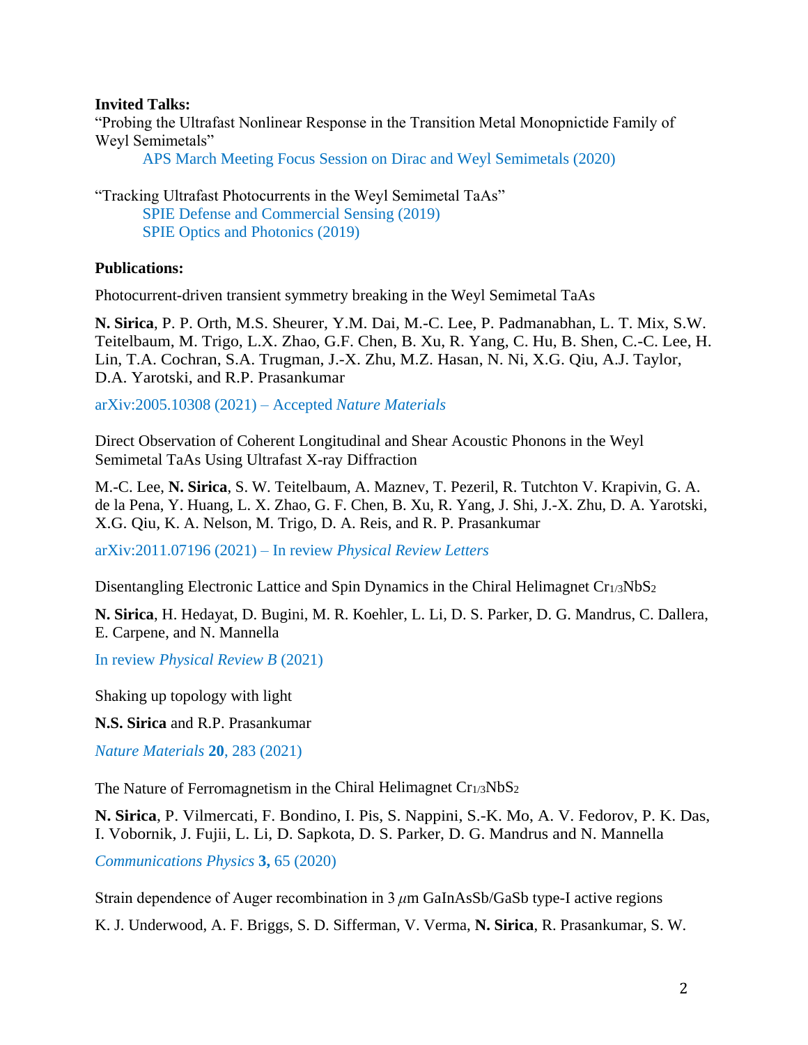**Invited Talks:**

"Probing the Ultrafast Nonlinear Response in the Transition Metal Monopnictide Family of Weyl Semimetals"

APS March Meeting Focus Session on Dirac and Weyl Semimetals (2020)

"Tracking Ultrafast Photocurrents in the Weyl Semimetal TaAs"

SPIE Defense and Commercial Sensing (2019)
SPIE Optics and Photonics (2019)

**Publications:**

Photocurrent-driven transient symmetry breaking in the Weyl Semimetal TaAs

**N. Sirica**, P. P. Orth, M.S. Sheurer, Y.M. Dai, M.-C. Lee, P. Padmanabhan, L. T. Mix, S.W. Teitelbaum, M. Trigo, L.X. Zhao, G.F. Chen, B. Xu, R. Yang, C. Hu, B. Shen, C.-C. Lee, H. Lin, T.A. Cochran, S.A. Trugman, J.-X. Zhu, M.Z. Hasan, N. Ni, X.G. Qiu, A.J. Taylor, D.A. Yarotski, and R.P. Prasankumar

arXiv:2005.10308 (2021) – Accepted *Nature Materials*

Direct Observation of Coherent Longitudinal and Shear Acoustic Phonons in the Weyl Semimetal TaAs Using Ultrafast X-ray Diffraction

M.-C. Lee, **N. Sirica**, S. W. Teitelbaum, A. Maznev, T. Pezeril, R. Tutchton V. Krapivin, G. A. de la Pena, Y. Huang, L. X. Zhao, G. F. Chen, B. Xu, R. Yang, J. Shi, J.-X. Zhu, D. A. Yarotski, X.G. Qiu, K. A. Nelson, M. Trigo, D. A. Reis, and R. P. Prasankumar

arXiv:2011.07196 (2021) – In review *Physical Review Letters*

Disentangling Electronic Lattice and Spin Dynamics in the Chiral Helimagnet $Cr_{1/3}NbS_2$

**N. Sirica**, H. Hedayat, D. Bugini, M. R. Koehler, L. Li, D. S. Parker, D. G. Mandrus, C. Dallera, E. Carpene, and N. Mannella

In review *Physical Review B* (2021)

Shaking up topology with light

**N.S. Sirica** and R.P. Prasankumar

*Nature Materials* **20**, 283 (2021)

The Nature of Ferromagnetism in the Chiral Helimagnet $Cr_{1/3}NbS_2$

**N. Sirica**, P. Vilmercati, F. Bondino, I. Pis, S. Nappini, S.-K. Mo, A. V. Fedorov, P. K. Das, I. Vobornik, J. Fujii, L. Li, D. Sapkota, D. S. Parker, D. G. Mandrus and N. Mannella

*Communications Physics* **3,** 65 (2020)

Strain dependence of Auger recombination in 3 $\mu$m GaInAsSb/GaSb type-I active regions

K. J. Underwood, A. F. Briggs, S. D. Sifferman, V. Verma, **N. Sirica**, R. Prasankumar, S. W.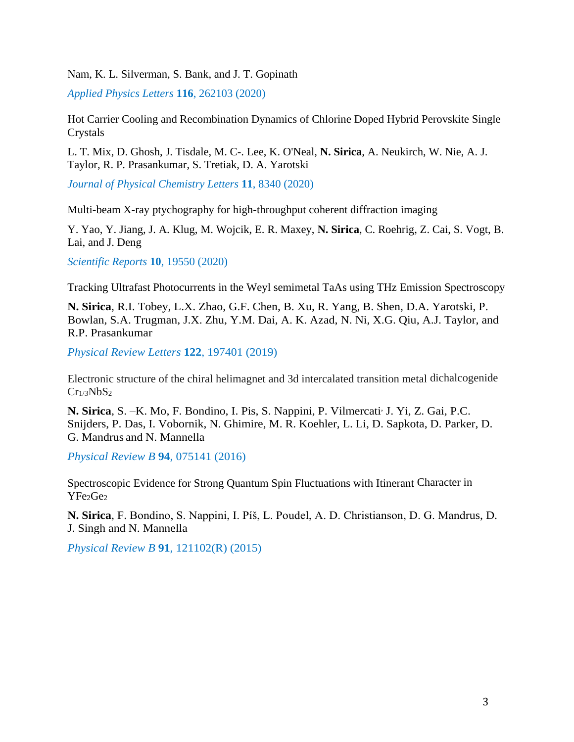Nam, K. L. Silverman, S. Bank, and J. T. Gopinath

*Applied Physics Letters* **116**, 262103 (2020)

Hot Carrier Cooling and Recombination Dynamics of Chlorine Doped Hybrid Perovskite Single Crystals

L. T. Mix, D. Ghosh, J. Tisdale, M. C-. Lee, K. O'Neal, **N. Sirica**, A. Neukirch, W. Nie, A. J. Taylor, R. P. Prasankumar, S. Tretiak, D. A. Yarotski

*Journal of Physical Chemistry Letters* **11**, 8340 (2020)

Multi-beam X-ray ptychography for high-throughput coherent diffraction imaging

Y. Yao, Y. Jiang, J. A. Klug, M. Wojcik, E. R. Maxey, **N. Sirica**, C. Roehrig, Z. Cai, S. Vogt, B. Lai, and J. Deng

*Scientific Reports* **10**, 19550 (2020)

Tracking Ultrafast Photocurrents in the Weyl semimetal TaAs using THz Emission Spectroscopy

**N. Sirica**, R.I. Tobey, L.X. Zhao, G.F. Chen, B. Xu, R. Yang, B. Shen, D.A. Yarotski, P. Bowlan, S.A. Trugman, J.X. Zhu, Y.M. Dai, A. K. Azad, N. Ni, X.G. Qiu, A.J. Taylor, and R.P. Prasankumar

*Physical Review Letters* **122**, 197401 (2019)

Electronic structure of the chiral helimagnet and 3d intercalated transition metal dichalcogenide $Cr_{1/3}NbS_2$

**N. Sirica**, S. –K. Mo, F. Bondino, I. Pis, S. Nappini, P. Vilmercati, J. Yi, Z. Gai, P.C. Snijders, P. Das, I. Vobornik, N. Ghimire, M. R. Koehler, L. Li, D. Sapkota, D. Parker, D. G. Mandrus and N. Mannella

*Physical Review B* **94**, 075141 (2016)

Spectroscopic Evidence for Strong Quantum Spin Fluctuations with Itinerant Character in $YFe_2Ge_2$

**N. Sirica**, F. Bondino, S. Nappini, I. Píš, L. Poudel, A. D. Christianson, D. G. Mandrus, D. J. Singh and N. Mannella

*Physical Review B* **91**, 121102(R) (2015)